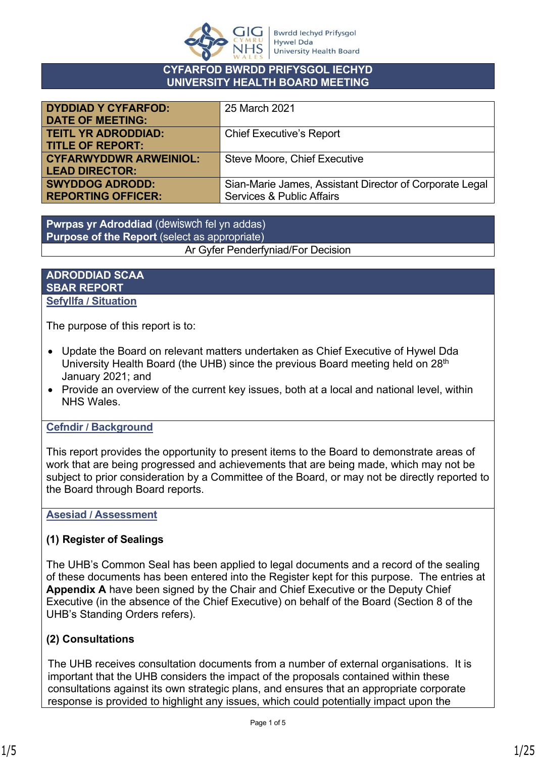# CYFARFOD BWRDD PRIFYSGOL IECHYD
# UNIVERSITY HEALTH BOARD MEETING

| | |
|---|---|
| **DYDDIAD Y CYFARFOD: DATE OF MEETING:** | 25 March 2021 |
| **TEITL YR ADRODDIAD: TITLE OF REPORT:** | Chief Executive's Report |
| **CYFARWYDDWR ARWEINIOL: LEAD DIRECTOR:** | Steve Moore, Chief Executive |
| **SWYDDOG ADRODD: REPORTING OFFICER:** | Sian-Marie James, Assistant Director of Corporate Legal Services & Public Affairs |

| **Pwrpas yr Adroddiad** (dewiswch fel yn addas) **Purpose of the Report** (select as appropriate) |
|---|
| Ar Gyfer Penderfyniad/For Decision |

## ADRODDIAD SCAA
## SBAR REPORT

### Sefyllfa / Situation

The purpose of this report is to:

- Update the Board on relevant matters undertaken as Chief Executive of Hywel Dda University Health Board (the UHB) since the previous Board meeting held on 28th January 2021; and
- Provide an overview of the current key issues, both at a local and national level, within NHS Wales.

### Cefndir / Background

This report provides the opportunity to present items to the Board to demonstrate areas of work that are being progressed and achievements that are being made, which may not be subject to prior consideration by a Committee of the Board, or may not be directly reported to the Board through Board reports.

### Asesiad / Assessment

**(1) Register of Sealings**

The UHB's Common Seal has been applied to legal documents and a record of the sealing of these documents has been entered into the Register kept for this purpose. The entries at **Appendix A** have been signed by the Chair and Chief Executive or the Deputy Chief Executive (in the absence of the Chief Executive) on behalf of the Board (Section 8 of the UHB's Standing Orders refers).

**(2) Consultations**

The UHB receives consultation documents from a number of external organisations. It is important that the UHB considers the impact of the proposals contained within these consultations against its own strategic plans, and ensures that an appropriate corporate response is provided to highlight any issues, which could potentially impact upon the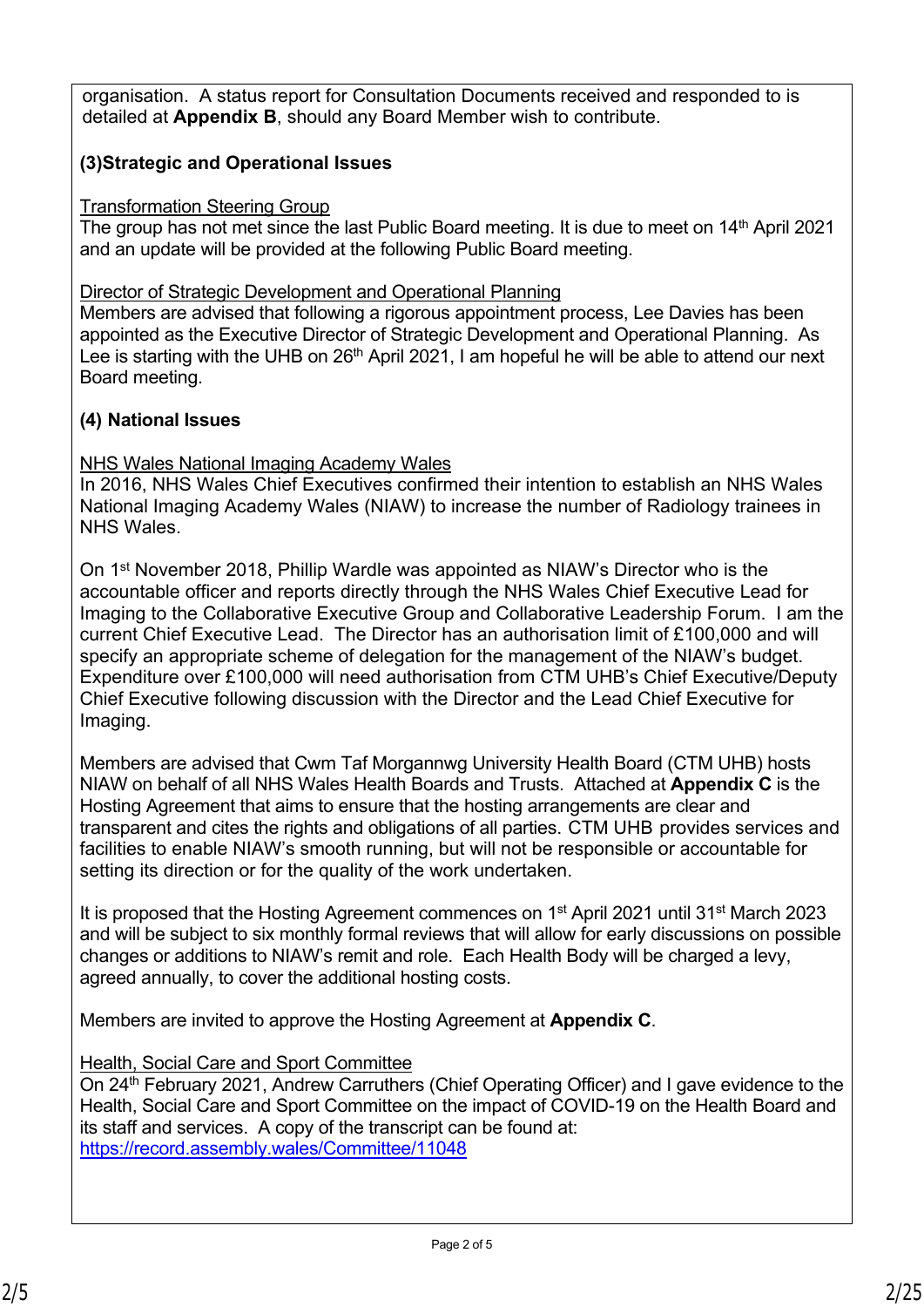organisation. A status report for Consultation Documents received and responded to is detailed at **Appendix B**, should any Board Member wish to contribute.

**(3)Strategic and Operational Issues**

Transformation Steering Group
The group has not met since the last Public Board meeting. It is due to meet on 14th April 2021 and an update will be provided at the following Public Board meeting.

Director of Strategic Development and Operational Planning
Members are advised that following a rigorous appointment process, Lee Davies has been appointed as the Executive Director of Strategic Development and Operational Planning. As Lee is starting with the UHB on 26th April 2021, I am hopeful he will be able to attend our next Board meeting.

**(4) National Issues**

NHS Wales National Imaging Academy Wales
In 2016, NHS Wales Chief Executives confirmed their intention to establish an NHS Wales National Imaging Academy Wales (NIAW) to increase the number of Radiology trainees in NHS Wales.

On 1st November 2018, Phillip Wardle was appointed as NIAW's Director who is the accountable officer and reports directly through the NHS Wales Chief Executive Lead for Imaging to the Collaborative Executive Group and Collaborative Leadership Forum. I am the current Chief Executive Lead. The Director has an authorisation limit of £100,000 and will specify an appropriate scheme of delegation for the management of the NIAW's budget. Expenditure over £100,000 will need authorisation from CTM UHB's Chief Executive/Deputy Chief Executive following discussion with the Director and the Lead Chief Executive for Imaging.

Members are advised that Cwm Taf Morgannwg University Health Board (CTM UHB) hosts NIAW on behalf of all NHS Wales Health Boards and Trusts. Attached at **Appendix C** is the Hosting Agreement that aims to ensure that the hosting arrangements are clear and transparent and cites the rights and obligations of all parties. CTM UHB provides services and facilities to enable NIAW's smooth running, but will not be responsible or accountable for setting its direction or for the quality of the work undertaken.

It is proposed that the Hosting Agreement commences on 1st April 2021 until 31st March 2023 and will be subject to six monthly formal reviews that will allow for early discussions on possible changes or additions to NIAW's remit and role. Each Health Body will be charged a levy, agreed annually, to cover the additional hosting costs.

Members are invited to approve the Hosting Agreement at **Appendix C**.

Health, Social Care and Sport Committee
On 24th February 2021, Andrew Carruthers (Chief Operating Officer) and I gave evidence to the Health, Social Care and Sport Committee on the impact of COVID-19 on the Health Board and its staff and services. A copy of the transcript can be found at: https://record.assembly.wales/Committee/11048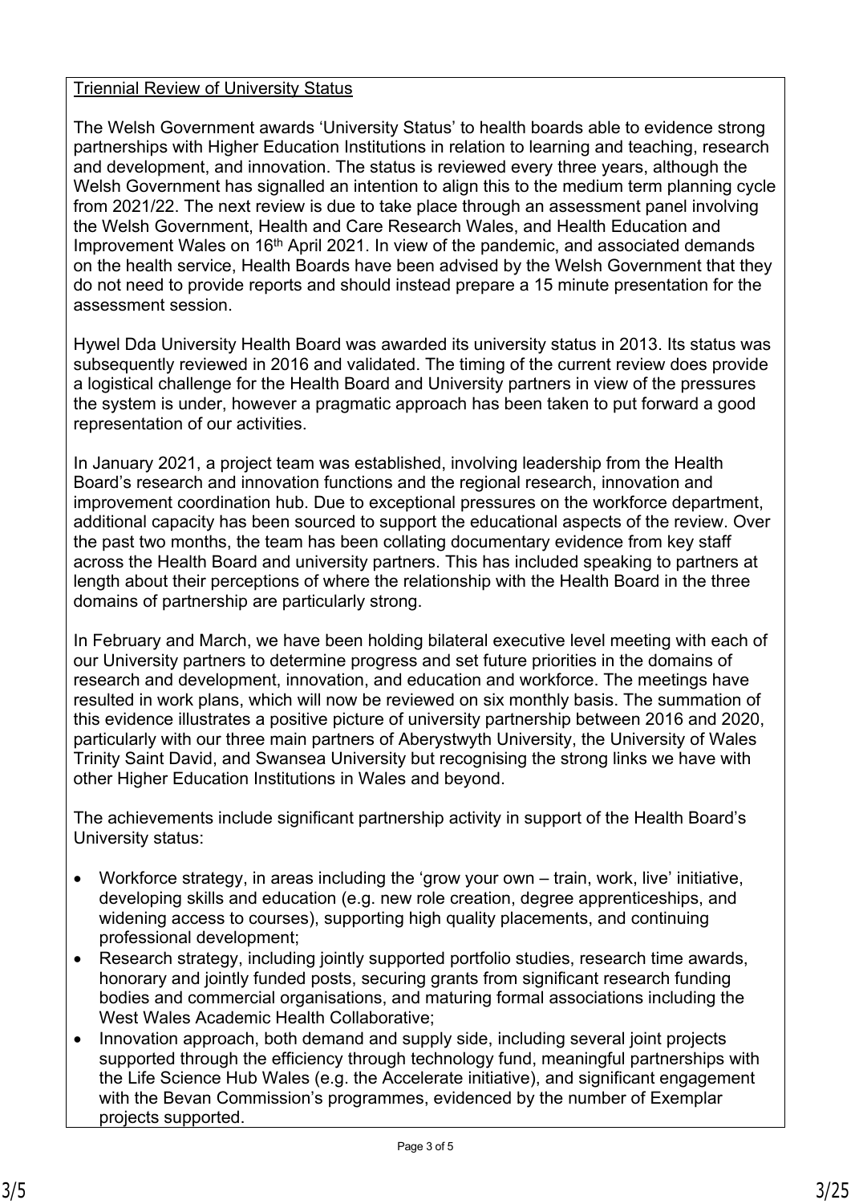Triennial Review of University Status

The Welsh Government awards 'University Status' to health boards able to evidence strong partnerships with Higher Education Institutions in relation to learning and teaching, research and development, and innovation. The status is reviewed every three years, although the Welsh Government has signalled an intention to align this to the medium term planning cycle from 2021/22. The next review is due to take place through an assessment panel involving the Welsh Government, Health and Care Research Wales, and Health Education and Improvement Wales on 16th April 2021. In view of the pandemic, and associated demands on the health service, Health Boards have been advised by the Welsh Government that they do not need to provide reports and should instead prepare a 15 minute presentation for the assessment session.

Hywel Dda University Health Board was awarded its university status in 2013. Its status was subsequently reviewed in 2016 and validated. The timing of the current review does provide a logistical challenge for the Health Board and University partners in view of the pressures the system is under, however a pragmatic approach has been taken to put forward a good representation of our activities.

In January 2021, a project team was established, involving leadership from the Health Board's research and innovation functions and the regional research, innovation and improvement coordination hub. Due to exceptional pressures on the workforce department, additional capacity has been sourced to support the educational aspects of the review. Over the past two months, the team has been collating documentary evidence from key staff across the Health Board and university partners. This has included speaking to partners at length about their perceptions of where the relationship with the Health Board in the three domains of partnership are particularly strong.

In February and March, we have been holding bilateral executive level meeting with each of our University partners to determine progress and set future priorities in the domains of research and development, innovation, and education and workforce. The meetings have resulted in work plans, which will now be reviewed on six monthly basis. The summation of this evidence illustrates a positive picture of university partnership between 2016 and 2020, particularly with our three main partners of Aberystwyth University, the University of Wales Trinity Saint David, and Swansea University but recognising the strong links we have with other Higher Education Institutions in Wales and beyond.

The achievements include significant partnership activity in support of the Health Board's University status:

- Workforce strategy, in areas including the 'grow your own – train, work, live' initiative, developing skills and education (e.g. new role creation, degree apprenticeships, and widening access to courses), supporting high quality placements, and continuing professional development;
- Research strategy, including jointly supported portfolio studies, research time awards, honorary and jointly funded posts, securing grants from significant research funding bodies and commercial organisations, and maturing formal associations including the West Wales Academic Health Collaborative;
- Innovation approach, both demand and supply side, including several joint projects supported through the efficiency through technology fund, meaningful partnerships with the Life Science Hub Wales (e.g. the Accelerate initiative), and significant engagement with the Bevan Commission's programmes, evidenced by the number of Exemplar projects supported.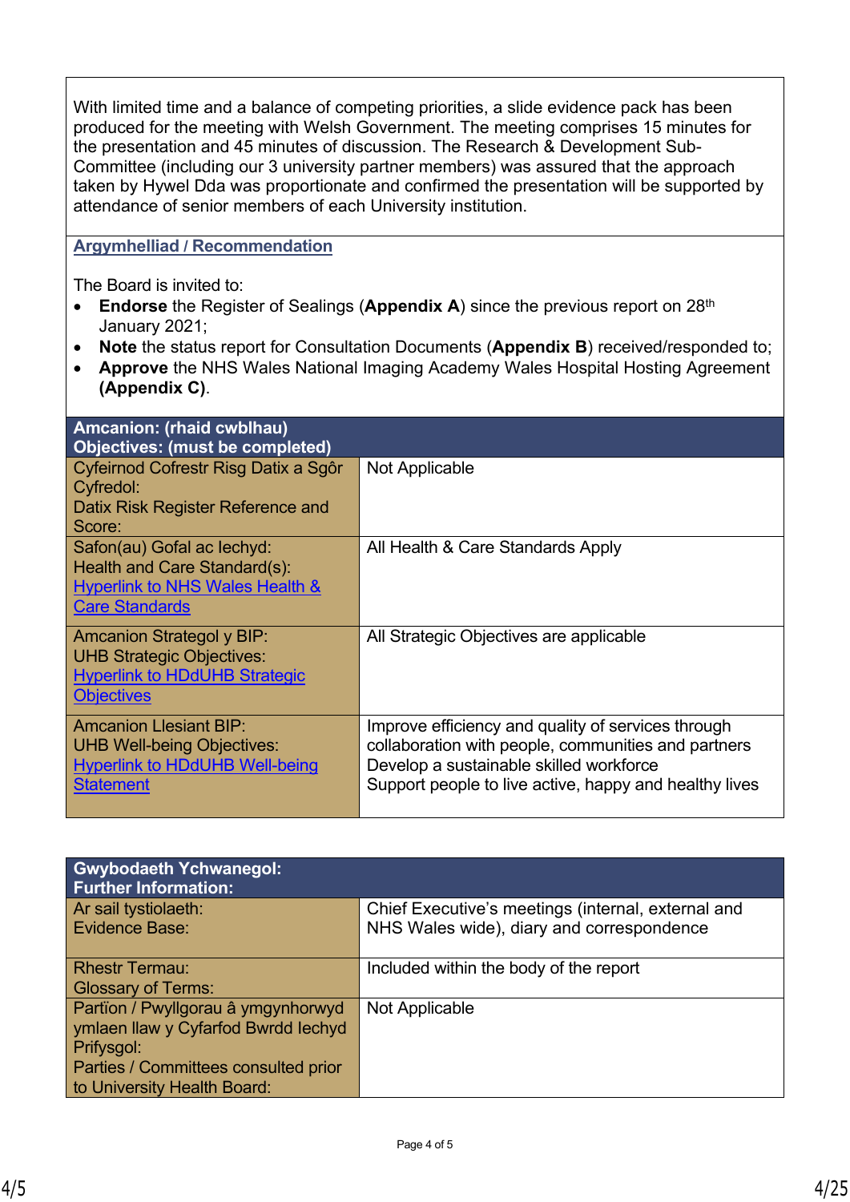With limited time and a balance of competing priorities, a slide evidence pack has been produced for the meeting with Welsh Government. The meeting comprises 15 minutes for the presentation and 45 minutes of discussion. The Research & Development Sub-Committee (including our 3 university partner members) was assured that the approach taken by Hywel Dda was proportionate and confirmed the presentation will be supported by attendance of senior members of each University institution.

**Argymhelliad / Recommendation**

The Board is invited to:

- **Endorse** the Register of Sealings (**Appendix A**) since the previous report on 28th January 2021;
- **Note** the status report for Consultation Documents (**Appendix B**) received/responded to;
- **Approve** the NHS Wales National Imaging Academy Wales Hospital Hosting Agreement **(Appendix C)**.

| **Amcanion: (rhaid cwblhau)<br>Objectives: (must be completed)** | |
|---|---|
| Cyfeirnod Cofrestr Risg Datix a Sgôr Cyfredol:<br>Datix Risk Register Reference and Score: | Not Applicable |
| Safon(au) Gofal ac Iechyd:<br>Health and Care Standard(s):<br>Hyperlink to NHS Wales Health & Care Standards | All Health & Care Standards Apply |
| Amcanion Strategol y BIP:<br>UHB Strategic Objectives:<br>Hyperlink to HDdUHB Strategic Objectives | All Strategic Objectives are applicable |
| Amcanion Llesiant BIP:<br>UHB Well-being Objectives:<br>Hyperlink to HDdUHB Well-being Statement | Improve efficiency and quality of services through collaboration with people, communities and partners<br>Develop a sustainable skilled workforce<br>Support people to live active, happy and healthy lives |

| **Gwybodaeth Ychwanegol:<br>Further Information:** | |
|---|---|
| Ar sail tystiolaeth:<br>Evidence Base: | Chief Executive's meetings (internal, external and NHS Wales wide), diary and correspondence |
| Rhestr Termau:<br>Glossary of Terms: | Included within the body of the report |
| Partïon / Pwyllgorau â ymgynhorwyd ymlaen llaw y Cyfarfod Bwrdd Iechyd Prifysgol:<br>Parties / Committees consulted prior to University Health Board: | Not Applicable |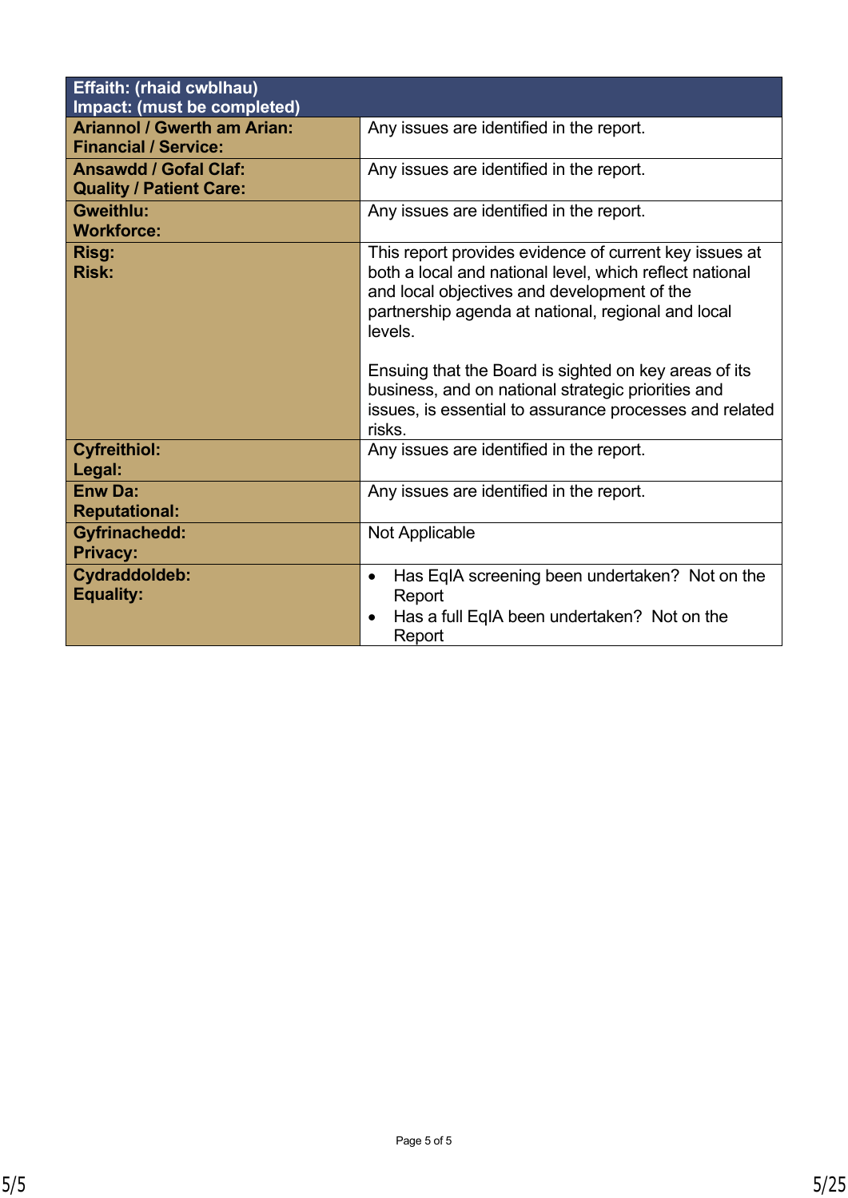| Effaith: (rhaid cwblhau)<br>Impact: (must be completed) | |
|---|---|
| **Ariannol / Gwerth am Arian:**<br>**Financial / Service:** | Any issues are identified in the report. |
| **Ansawdd / Gofal Claf:**<br>**Quality / Patient Care:** | Any issues are identified in the report. |
| **Gweithlu:**<br>**Workforce:** | Any issues are identified in the report. |
| **Risg:**<br>**Risk:** | This report provides evidence of current key issues at both a local and national level, which reflect national and local objectives and development of the partnership agenda at national, regional and local levels.<br><br>Ensuing that the Board is sighted on key areas of its business, and on national strategic priorities and issues, is essential to assurance processes and related risks. |
| **Cyfreithiol:**<br>**Legal:** | Any issues are identified in the report. |
| **Enw Da:**<br>**Reputational:** | Any issues are identified in the report. |
| **Gyfrinachedd:**<br>**Privacy:** | Not Applicable |
| **Cydraddoldeb:**<br>**Equality:** | • Has EqIA screening been undertaken? Not on the Report<br>• Has a full EqIA been undertaken? Not on the Report |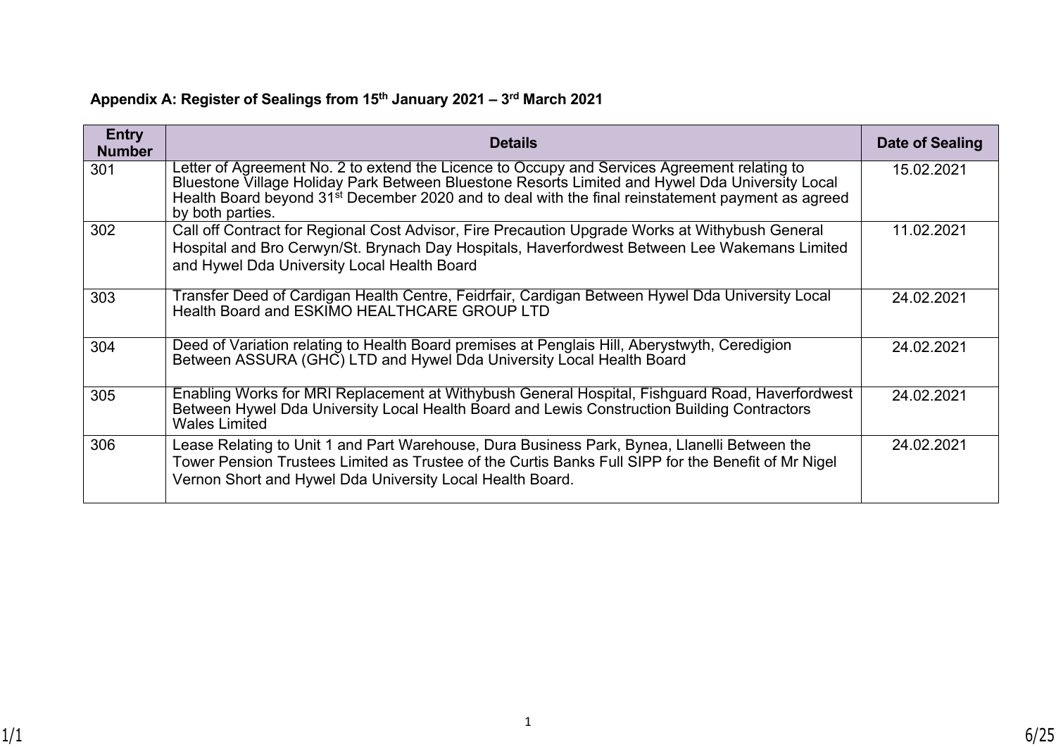**Appendix A: Register of Sealings from 15th January 2021 – 3rd March 2021**

| Entry Number | Details | Date of Sealing |
|---|---|---|
| 301 | Letter of Agreement No. 2 to extend the Licence to Occupy and Services Agreement relating to Bluestone Village Holiday Park Between Bluestone Resorts Limited and Hywel Dda University Local Health Board beyond 31st December 2020 and to deal with the final reinstatement payment as agreed by both parties. | 15.02.2021 |
| 302 | Call off Contract for Regional Cost Advisor, Fire Precaution Upgrade Works at Withybush General Hospital and Bro Cerwyn/St. Brynach Day Hospitals, Haverfordwest Between Lee Wakemans Limited and Hywel Dda University Local Health Board | 11.02.2021 |
| 303 | Transfer Deed of Cardigan Health Centre, Feidrfair, Cardigan Between Hywel Dda University Local Health Board and ESKIMO HEALTHCARE GROUP LTD | 24.02.2021 |
| 304 | Deed of Variation relating to Health Board premises at Penglais Hill, Aberystwyth, Ceredigion Between ASSURA (GHC) LTD and Hywel Dda University Local Health Board | 24.02.2021 |
| 305 | Enabling Works for MRI Replacement at Withybush General Hospital, Fishguard Road, Haverfordwest Between Hywel Dda University Local Health Board and Lewis Construction Building Contractors Wales Limited | 24.02.2021 |
| 306 | Lease Relating to Unit 1 and Part Warehouse, Dura Business Park, Bynea, Llanelli Between the Tower Pension Trustees Limited as Trustee of the Curtis Banks Full SIPP for the Benefit of Mr Nigel Vernon Short and Hywel Dda University Local Health Board. | 24.02.2021 |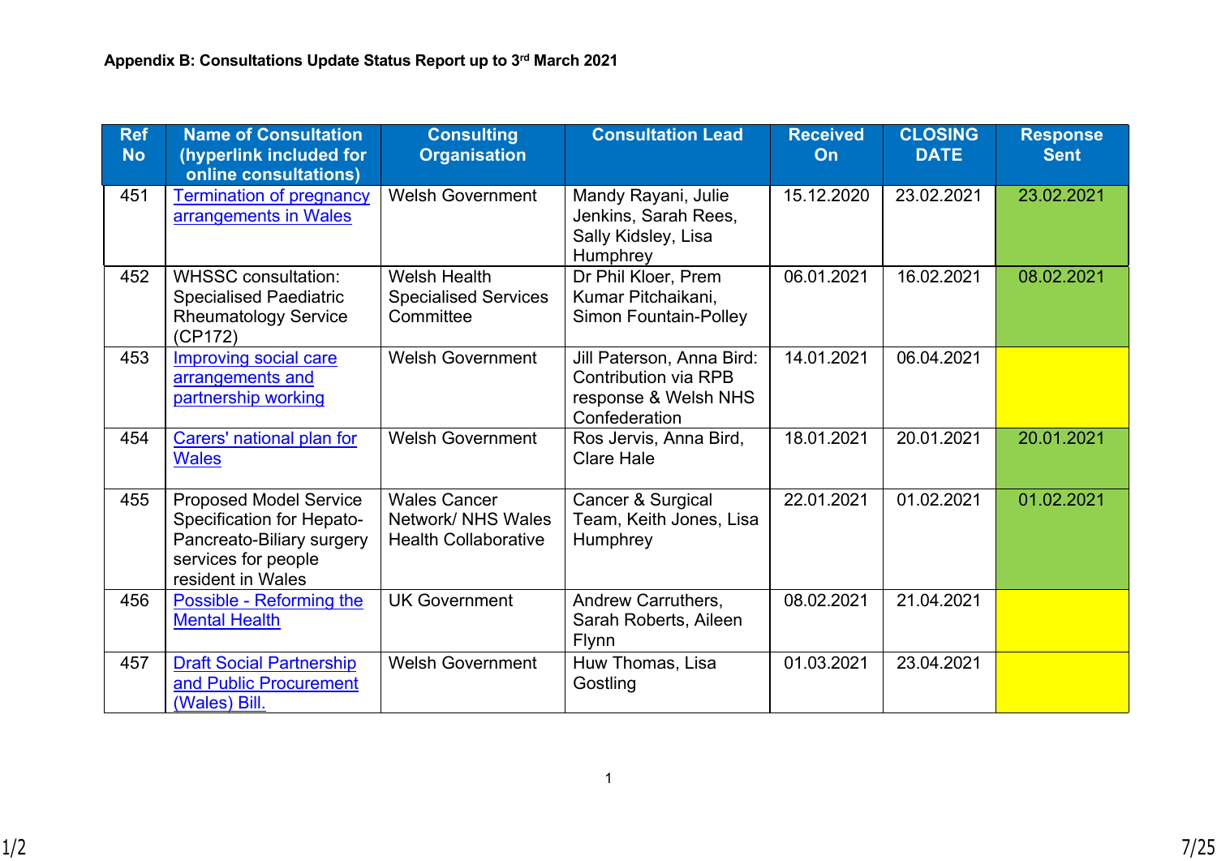**Appendix B: Consultations Update Status Report up to 3rd March 2021**

| Ref No | Name of Consultation (hyperlink included for online consultations) | Consulting Organisation | Consultation Lead | Received On | CLOSING DATE | Response Sent |
|---|---|---|---|---|---|---|
| 451 | Termination of pregnancy arrangements in Wales | Welsh Government | Mandy Rayani, Julie Jenkins, Sarah Rees, Sally Kidsley, Lisa Humphrey | 15.12.2020 | 23.02.2021 | 23.02.2021 |
| 452 | WHSSC consultation: Specialised Paediatric Rheumatology Service (CP172) | Welsh Health Specialised Services Committee | Dr Phil Kloer, Prem Kumar Pitchaikani, Simon Fountain-Polley | 06.01.2021 | 16.02.2021 | 08.02.2021 |
| 453 | Improving social care arrangements and partnership working | Welsh Government | Jill Paterson, Anna Bird: Contribution via RPB response & Welsh NHS Confederation | 14.01.2021 | 06.04.2021 | |
| 454 | Carers' national plan for Wales | Welsh Government | Ros Jervis, Anna Bird, Clare Hale | 18.01.2021 | 20.01.2021 | 20.01.2021 |
| 455 | Proposed Model Service Specification for Hepato-Pancreato-Biliary surgery services for people resident in Wales | Wales Cancer Network/ NHS Wales Health Collaborative | Cancer & Surgical Team, Keith Jones, Lisa Humphrey | 22.01.2021 | 01.02.2021 | 01.02.2021 |
| 456 | Possible - Reforming the Mental Health | UK Government | Andrew Carruthers, Sarah Roberts, Aileen Flynn | 08.02.2021 | 21.04.2021 | |
| 457 | Draft Social Partnership and Public Procurement (Wales) Bill. | Welsh Government | Huw Thomas, Lisa Gostling | 01.03.2021 | 23.04.2021 | |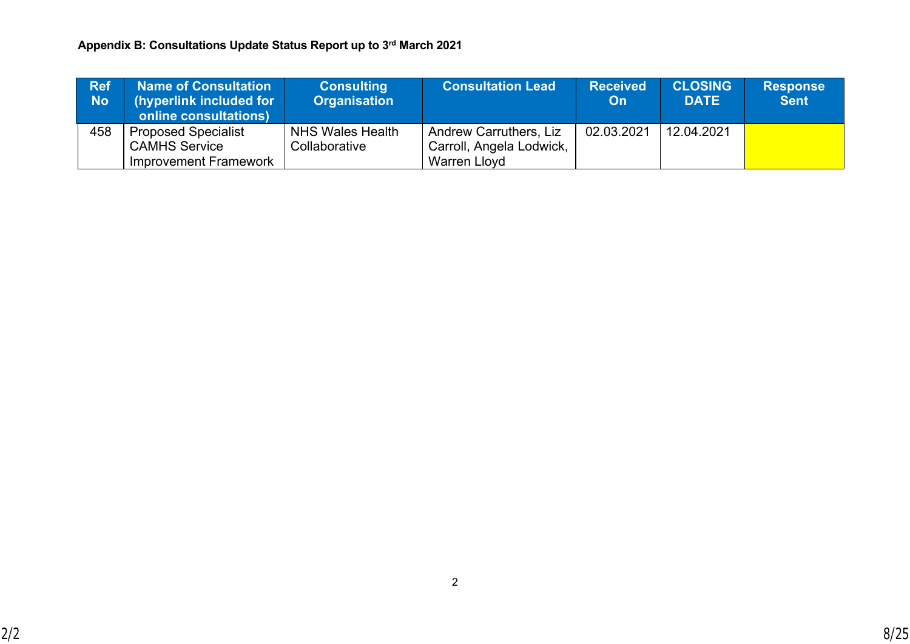**Appendix B: Consultations Update Status Report up to 3rd March 2021**

| Ref No | Name of Consultation (hyperlink included for online consultations) | Consulting Organisation | Consultation Lead | Received On | CLOSING DATE | Response Sent |
|---|---|---|---|---|---|---|
| 458 | Proposed Specialist CAMHS Service Improvement Framework | NHS Wales Health Collaborative | Andrew Carruthers, Liz Carroll, Angela Lodwick, Warren Lloyd | 02.03.2021 | 12.04.2021 | |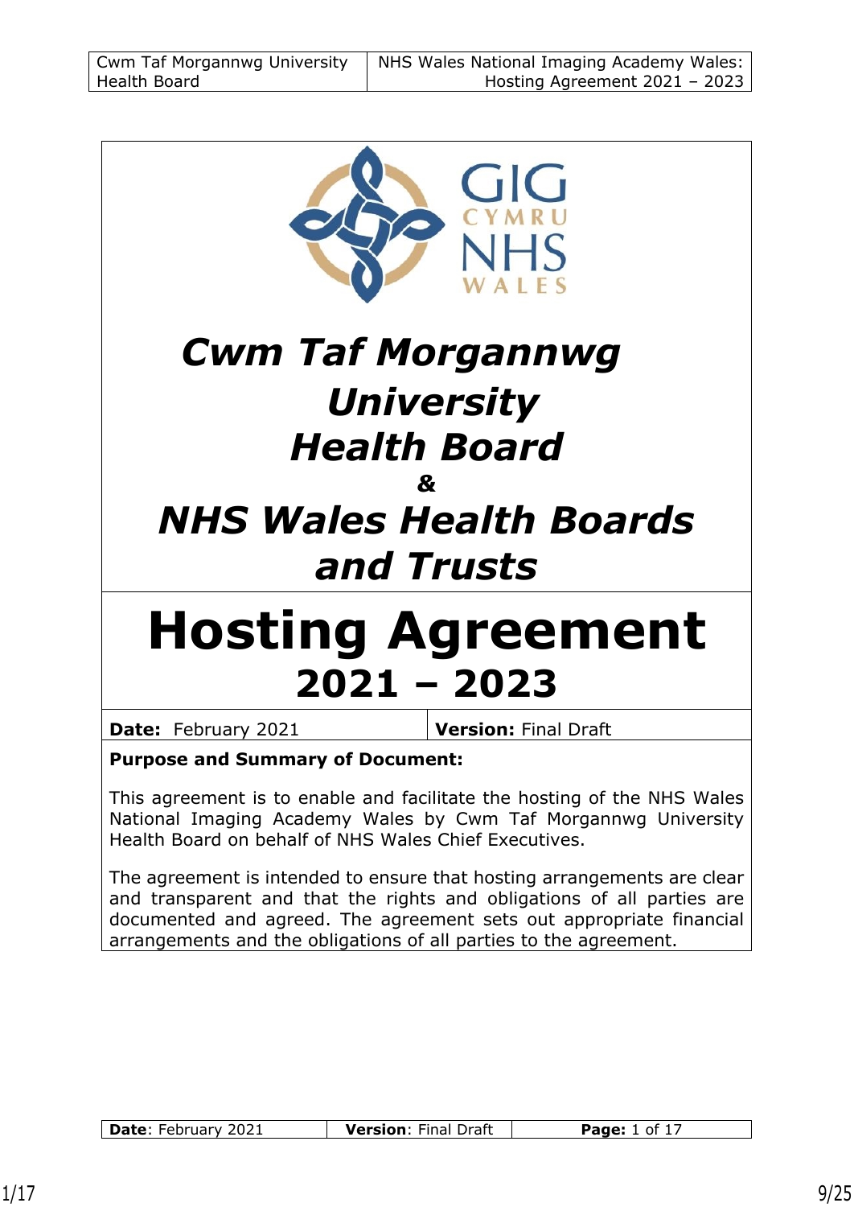# Cwm Taf Morgannwg University Health Board

**&**

# NHS Wales Health Boards and Trusts

# Hosting Agreement 2021 – 2023

| **Date:** February 2021 | **Version:** Final Draft |
|---|---|

**Purpose and Summary of Document:**

This agreement is to enable and facilitate the hosting of the NHS Wales National Imaging Academy Wales by Cwm Taf Morgannwg University Health Board on behalf of NHS Wales Chief Executives.

The agreement is intended to ensure that hosting arrangements are clear and transparent and that the rights and obligations of all parties are documented and agreed. The agreement sets out appropriate financial arrangements and the obligations of all parties to the agreement.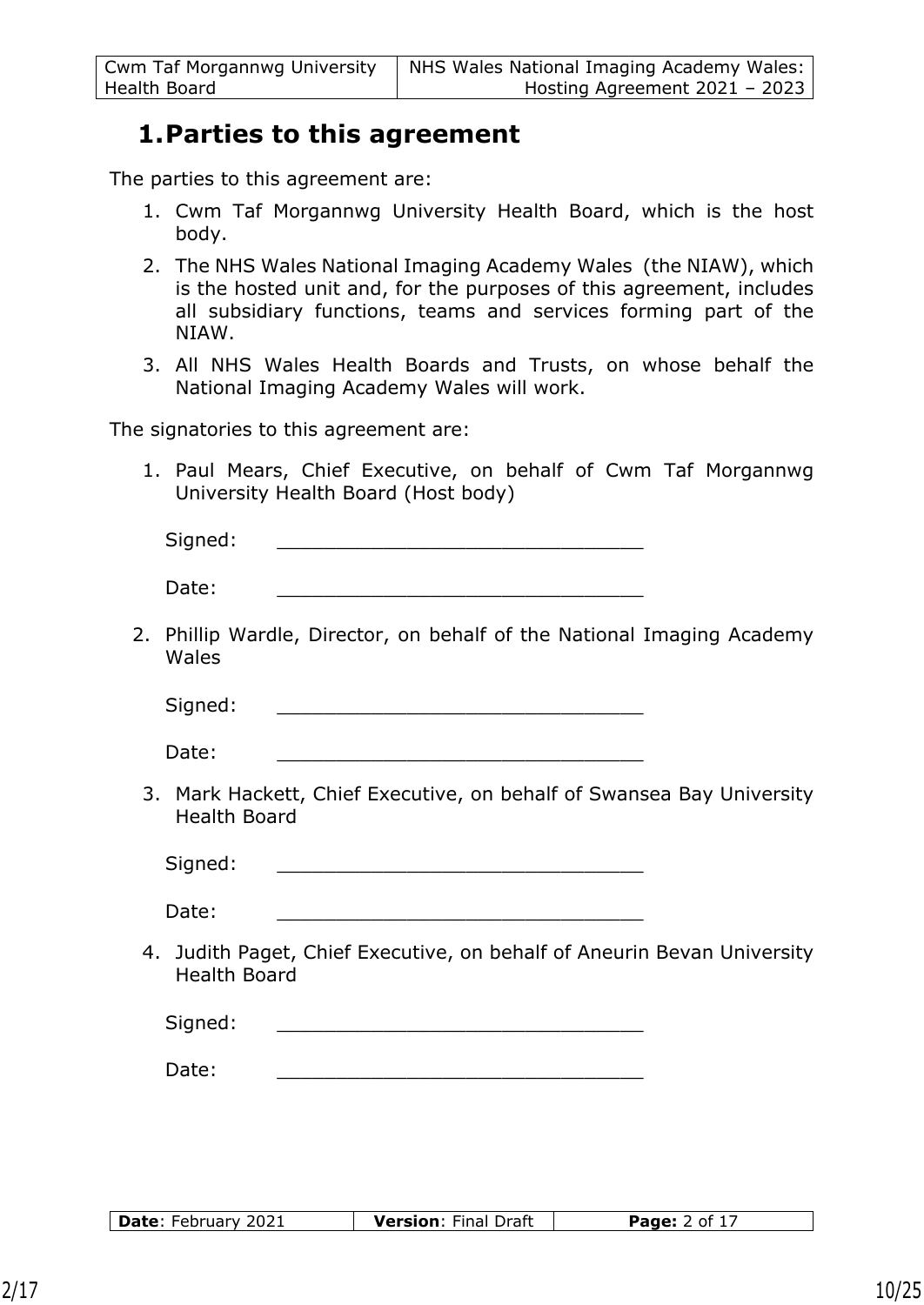# 1. Parties to this agreement

The parties to this agreement are:

1. Cwm Taf Morgannwg University Health Board, which is the host body.
2. The NHS Wales National Imaging Academy Wales (the NIAW), which is the hosted unit and, for the purposes of this agreement, includes all subsidiary functions, teams and services forming part of the NIAW.
3. All NHS Wales Health Boards and Trusts, on whose behalf the National Imaging Academy Wales will work.

The signatories to this agreement are:

1. Paul Mears, Chief Executive, on behalf of Cwm Taf Morgannwg University Health Board (Host body)

   Signed: _______________________________

   Date: _______________________________

2. Phillip Wardle, Director, on behalf of the National Imaging Academy Wales

   Signed: _______________________________

   Date: _______________________________

3. Mark Hackett, Chief Executive, on behalf of Swansea Bay University Health Board

   Signed: _______________________________

   Date: _______________________________

4. Judith Paget, Chief Executive, on behalf of Aneurin Bevan University Health Board

   Signed: _______________________________

   Date: _______________________________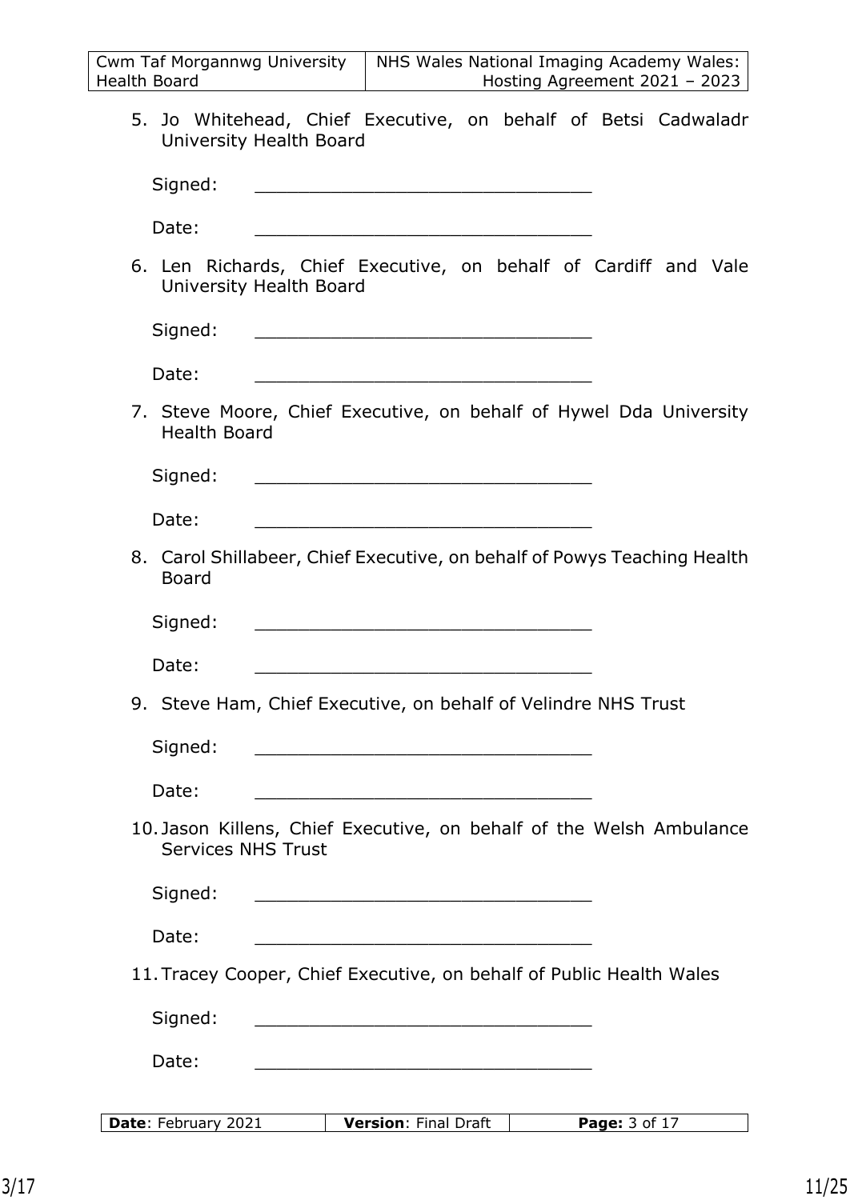5. Jo Whitehead, Chief Executive, on behalf of Betsi Cadwaladr University Health Board

   Signed: _______________________________

   Date: _______________________________

6. Len Richards, Chief Executive, on behalf of Cardiff and Vale University Health Board

   Signed: _______________________________

   Date: _______________________________

7. Steve Moore, Chief Executive, on behalf of Hywel Dda University Health Board

   Signed: _______________________________

   Date: _______________________________

8. Carol Shillabeer, Chief Executive, on behalf of Powys Teaching Health Board

   Signed: _______________________________

   Date: _______________________________

9. Steve Ham, Chief Executive, on behalf of Velindre NHS Trust

   Signed: _______________________________

   Date: _______________________________

10. Jason Killens, Chief Executive, on behalf of the Welsh Ambulance Services NHS Trust

    Signed: _______________________________

    Date: _______________________________

11. Tracey Cooper, Chief Executive, on behalf of Public Health Wales

    Signed: _______________________________

    Date: _______________________________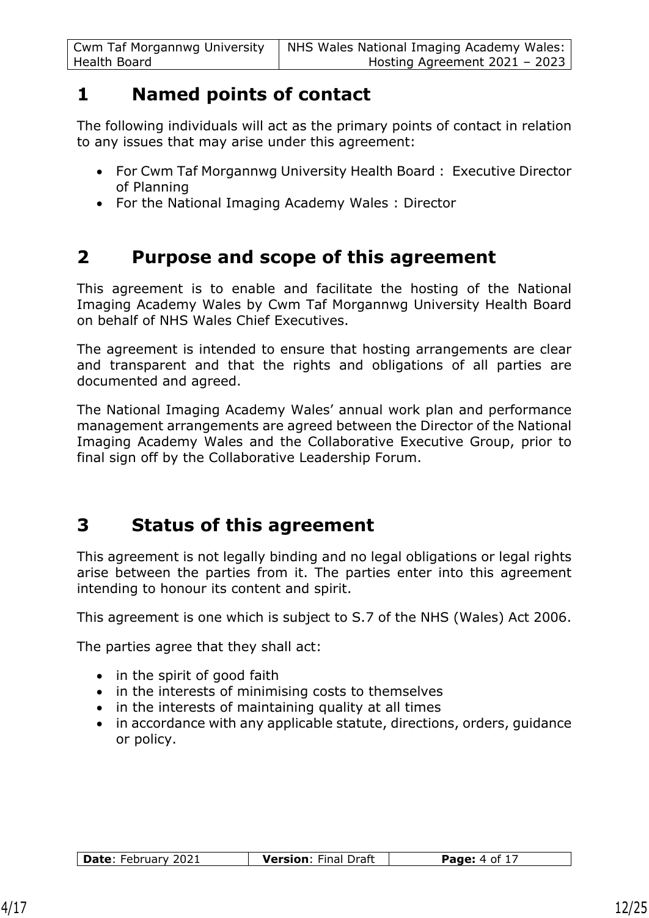# 1 Named points of contact

The following individuals will act as the primary points of contact in relation to any issues that may arise under this agreement:

- For Cwm Taf Morgannwg University Health Board : Executive Director of Planning
- For the National Imaging Academy Wales : Director

# 2 Purpose and scope of this agreement

This agreement is to enable and facilitate the hosting of the National Imaging Academy Wales by Cwm Taf Morgannwg University Health Board on behalf of NHS Wales Chief Executives.

The agreement is intended to ensure that hosting arrangements are clear and transparent and that the rights and obligations of all parties are documented and agreed.

The National Imaging Academy Wales' annual work plan and performance management arrangements are agreed between the Director of the National Imaging Academy Wales and the Collaborative Executive Group, prior to final sign off by the Collaborative Leadership Forum.

# 3 Status of this agreement

This agreement is not legally binding and no legal obligations or legal rights arise between the parties from it. The parties enter into this agreement intending to honour its content and spirit.

This agreement is one which is subject to S.7 of the NHS (Wales) Act 2006.

The parties agree that they shall act:

- in the spirit of good faith
- in the interests of minimising costs to themselves
- in the interests of maintaining quality at all times
- in accordance with any applicable statute, directions, orders, guidance or policy.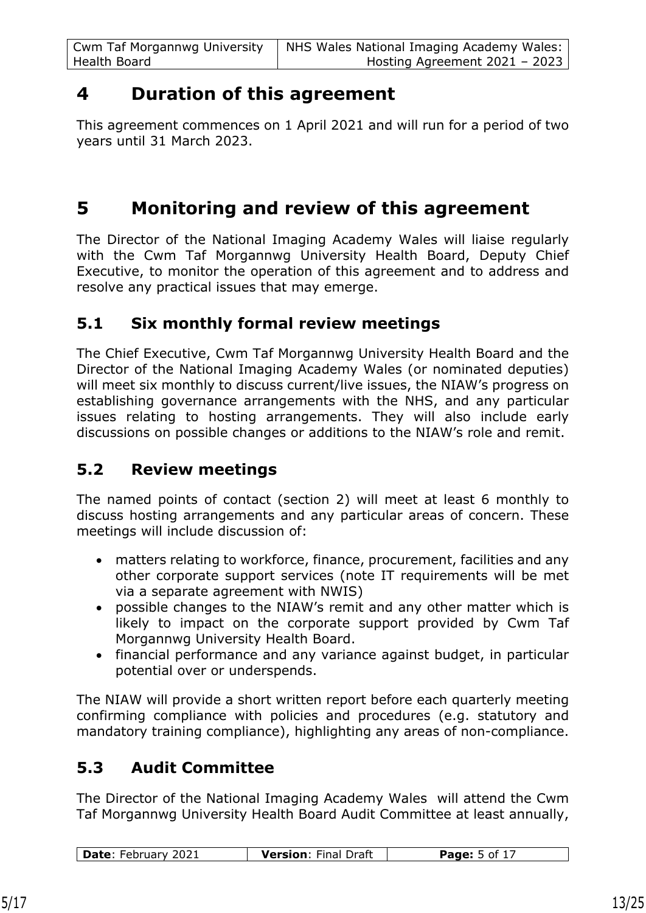# 4 Duration of this agreement

This agreement commences on 1 April 2021 and will run for a period of two years until 31 March 2023.

# 5 Monitoring and review of this agreement

The Director of the National Imaging Academy Wales will liaise regularly with the Cwm Taf Morgannwg University Health Board, Deputy Chief Executive, to monitor the operation of this agreement and to address and resolve any practical issues that may emerge.

## 5.1 Six monthly formal review meetings

The Chief Executive, Cwm Taf Morgannwg University Health Board and the Director of the National Imaging Academy Wales (or nominated deputies) will meet six monthly to discuss current/live issues, the NIAW's progress on establishing governance arrangements with the NHS, and any particular issues relating to hosting arrangements. They will also include early discussions on possible changes or additions to the NIAW's role and remit.

## 5.2 Review meetings

The named points of contact (section 2) will meet at least 6 monthly to discuss hosting arrangements and any particular areas of concern. These meetings will include discussion of:

- matters relating to workforce, finance, procurement, facilities and any other corporate support services (note IT requirements will be met via a separate agreement with NWIS)
- possible changes to the NIAW's remit and any other matter which is likely to impact on the corporate support provided by Cwm Taf Morgannwg University Health Board.
- financial performance and any variance against budget, in particular potential over or underspends.

The NIAW will provide a short written report before each quarterly meeting confirming compliance with policies and procedures (e.g. statutory and mandatory training compliance), highlighting any areas of non-compliance.

## 5.3 Audit Committee

The Director of the National Imaging Academy Wales will attend the Cwm Taf Morgannwg University Health Board Audit Committee at least annually,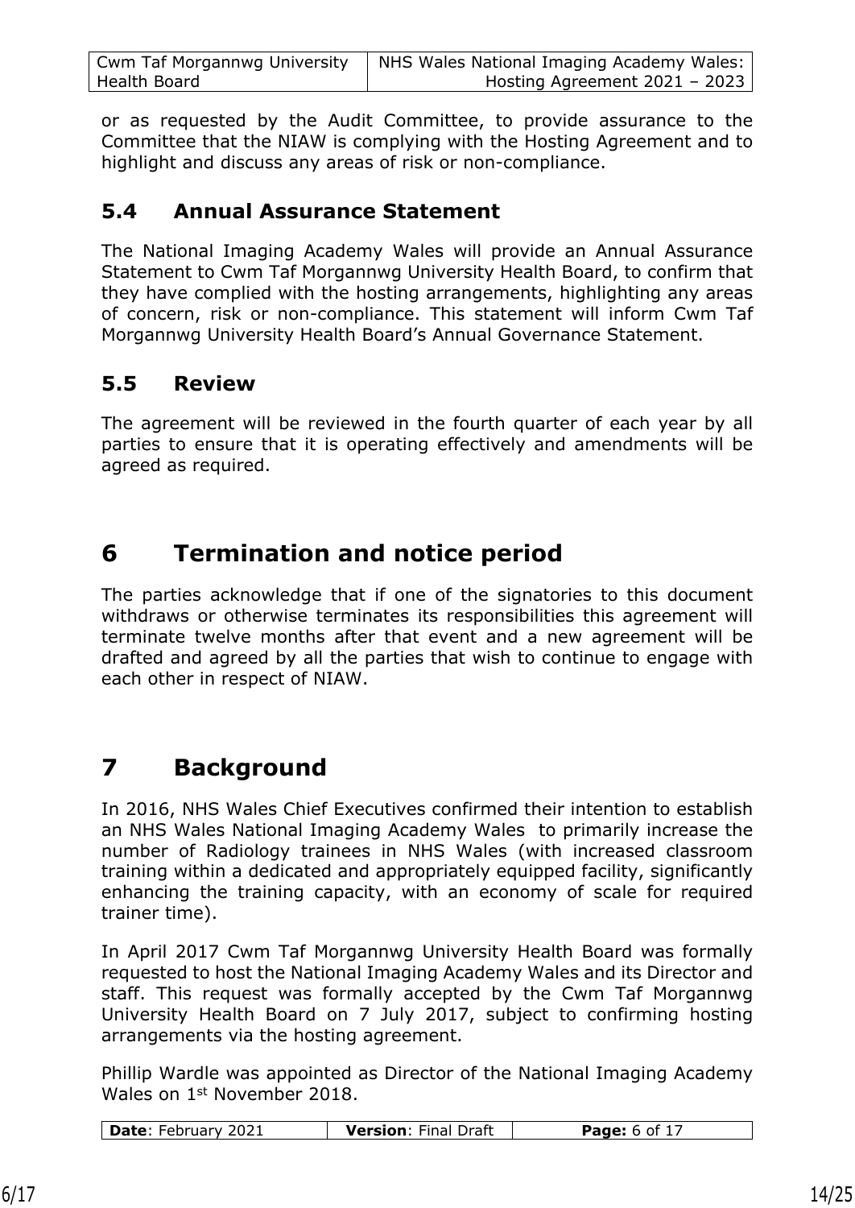or as requested by the Audit Committee, to provide assurance to the Committee that the NIAW is complying with the Hosting Agreement and to highlight and discuss any areas of risk or non-compliance.

### 5.4 Annual Assurance Statement

The National Imaging Academy Wales will provide an Annual Assurance Statement to Cwm Taf Morgannwg University Health Board, to confirm that they have complied with the hosting arrangements, highlighting any areas of concern, risk or non-compliance. This statement will inform Cwm Taf Morgannwg University Health Board's Annual Governance Statement.

### 5.5 Review

The agreement will be reviewed in the fourth quarter of each year by all parties to ensure that it is operating effectively and amendments will be agreed as required.

## 6 Termination and notice period

The parties acknowledge that if one of the signatories to this document withdraws or otherwise terminates its responsibilities this agreement will terminate twelve months after that event and a new agreement will be drafted and agreed by all the parties that wish to continue to engage with each other in respect of NIAW.

## 7 Background

In 2016, NHS Wales Chief Executives confirmed their intention to establish an NHS Wales National Imaging Academy Wales to primarily increase the number of Radiology trainees in NHS Wales (with increased classroom training within a dedicated and appropriately equipped facility, significantly enhancing the training capacity, with an economy of scale for required trainer time).

In April 2017 Cwm Taf Morgannwg University Health Board was formally requested to host the National Imaging Academy Wales and its Director and staff. This request was formally accepted by the Cwm Taf Morgannwg University Health Board on 7 July 2017, subject to confirming hosting arrangements via the hosting agreement.

Phillip Wardle was appointed as Director of the National Imaging Academy Wales on 1st November 2018.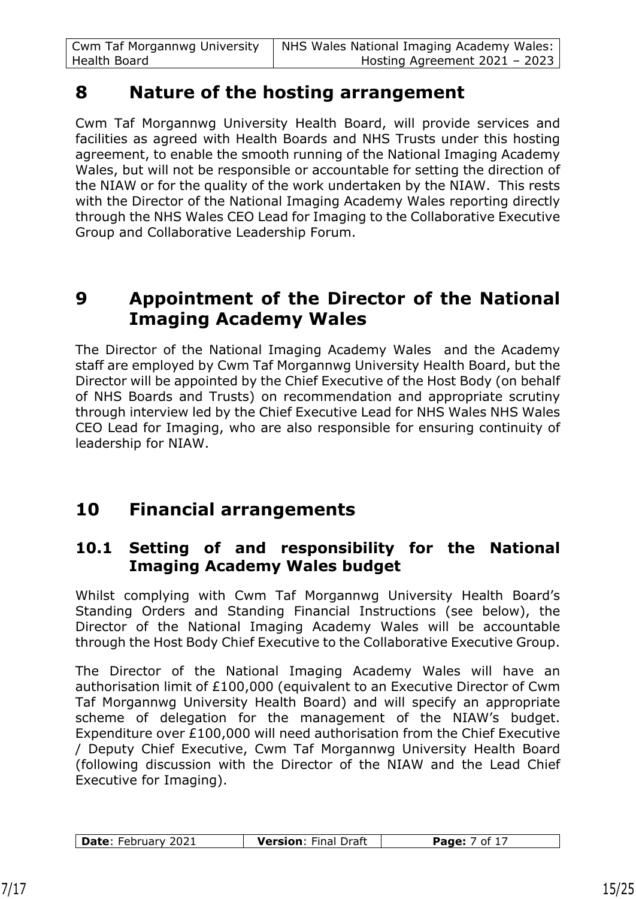# 8 Nature of the hosting arrangement

Cwm Taf Morgannwg University Health Board, will provide services and facilities as agreed with Health Boards and NHS Trusts under this hosting agreement, to enable the smooth running of the National Imaging Academy Wales, but will not be responsible or accountable for setting the direction of the NIAW or for the quality of the work undertaken by the NIAW. This rests with the Director of the National Imaging Academy Wales reporting directly through the NHS Wales CEO Lead for Imaging to the Collaborative Executive Group and Collaborative Leadership Forum.

# 9 Appointment of the Director of the National Imaging Academy Wales

The Director of the National Imaging Academy Wales and the Academy staff are employed by Cwm Taf Morgannwg University Health Board, but the Director will be appointed by the Chief Executive of the Host Body (on behalf of NHS Boards and Trusts) on recommendation and appropriate scrutiny through interview led by the Chief Executive Lead for NHS Wales NHS Wales CEO Lead for Imaging, who are also responsible for ensuring continuity of leadership for NIAW.

# 10 Financial arrangements

## 10.1 Setting of and responsibility for the National Imaging Academy Wales budget

Whilst complying with Cwm Taf Morgannwg University Health Board's Standing Orders and Standing Financial Instructions (see below), the Director of the National Imaging Academy Wales will be accountable through the Host Body Chief Executive to the Collaborative Executive Group.

The Director of the National Imaging Academy Wales will have an authorisation limit of £100,000 (equivalent to an Executive Director of Cwm Taf Morgannwg University Health Board) and will specify an appropriate scheme of delegation for the management of the NIAW's budget. Expenditure over £100,000 will need authorisation from the Chief Executive / Deputy Chief Executive, Cwm Taf Morgannwg University Health Board (following discussion with the Director of the NIAW and the Lead Chief Executive for Imaging).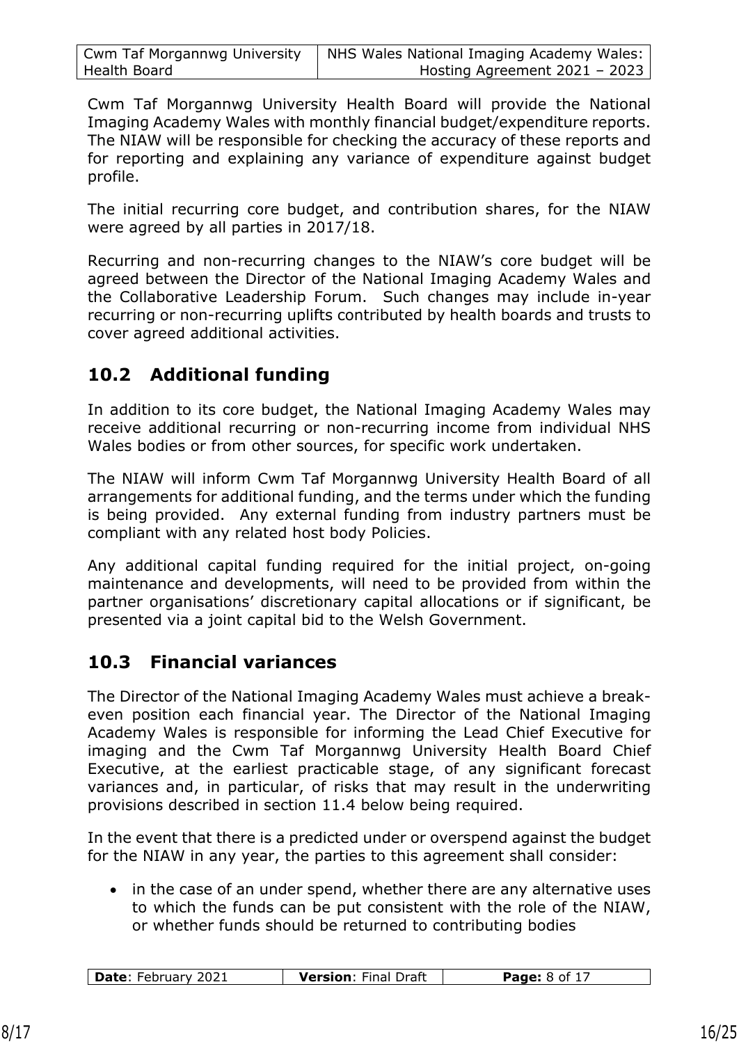Cwm Taf Morgannwg University Health Board will provide the National Imaging Academy Wales with monthly financial budget/expenditure reports. The NIAW will be responsible for checking the accuracy of these reports and for reporting and explaining any variance of expenditure against budget profile.

The initial recurring core budget, and contribution shares, for the NIAW were agreed by all parties in 2017/18.

Recurring and non-recurring changes to the NIAW's core budget will be agreed between the Director of the National Imaging Academy Wales and the Collaborative Leadership Forum. Such changes may include in-year recurring or non-recurring uplifts contributed by health boards and trusts to cover agreed additional activities.

## 10.2 Additional funding

In addition to its core budget, the National Imaging Academy Wales may receive additional recurring or non-recurring income from individual NHS Wales bodies or from other sources, for specific work undertaken.

The NIAW will inform Cwm Taf Morgannwg University Health Board of all arrangements for additional funding, and the terms under which the funding is being provided. Any external funding from industry partners must be compliant with any related host body Policies.

Any additional capital funding required for the initial project, on-going maintenance and developments, will need to be provided from within the partner organisations' discretionary capital allocations or if significant, be presented via a joint capital bid to the Welsh Government.

## 10.3 Financial variances

The Director of the National Imaging Academy Wales must achieve a break-even position each financial year. The Director of the National Imaging Academy Wales is responsible for informing the Lead Chief Executive for imaging and the Cwm Taf Morgannwg University Health Board Chief Executive, at the earliest practicable stage, of any significant forecast variances and, in particular, of risks that may result in the underwriting provisions described in section 11.4 below being required.

In the event that there is a predicted under or overspend against the budget for the NIAW in any year, the parties to this agreement shall consider:

- in the case of an under spend, whether there are any alternative uses to which the funds can be put consistent with the role of the NIAW, or whether funds should be returned to contributing bodies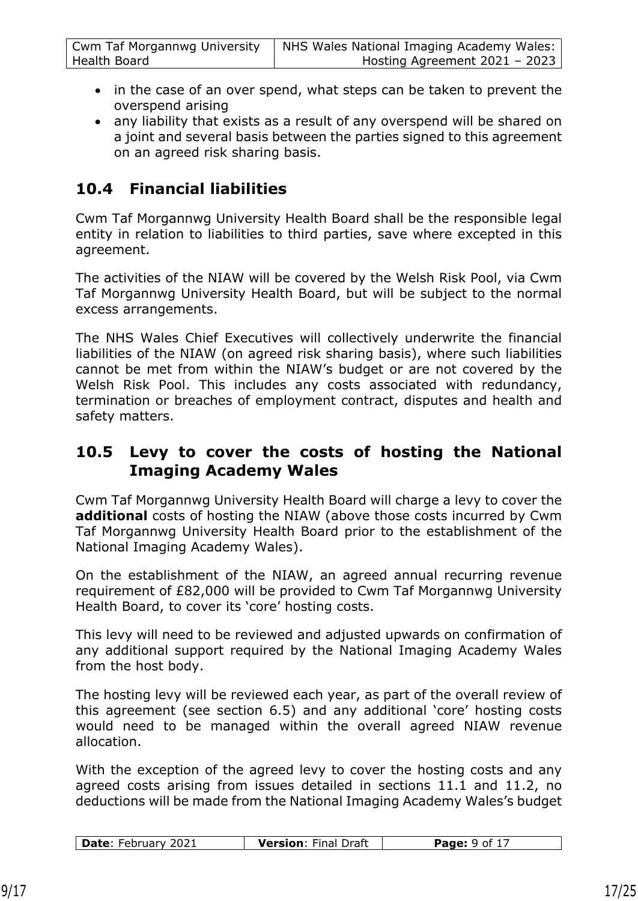- in the case of an over spend, what steps can be taken to prevent the overspend arising
- any liability that exists as a result of any overspend will be shared on a joint and several basis between the parties signed to this agreement on an agreed risk sharing basis.

## 10.4 Financial liabilities

Cwm Taf Morgannwg University Health Board shall be the responsible legal entity in relation to liabilities to third parties, save where excepted in this agreement.

The activities of the NIAW will be covered by the Welsh Risk Pool, via Cwm Taf Morgannwg University Health Board, but will be subject to the normal excess arrangements.

The NHS Wales Chief Executives will collectively underwrite the financial liabilities of the NIAW (on agreed risk sharing basis), where such liabilities cannot be met from within the NIAW's budget or are not covered by the Welsh Risk Pool. This includes any costs associated with redundancy, termination or breaches of employment contract, disputes and health and safety matters.

## 10.5 Levy to cover the costs of hosting the National Imaging Academy Wales

Cwm Taf Morgannwg University Health Board will charge a levy to cover the **additional** costs of hosting the NIAW (above those costs incurred by Cwm Taf Morgannwg University Health Board prior to the establishment of the National Imaging Academy Wales).

On the establishment of the NIAW, an agreed annual recurring revenue requirement of £82,000 will be provided to Cwm Taf Morgannwg University Health Board, to cover its 'core' hosting costs.

This levy will need to be reviewed and adjusted upwards on confirmation of any additional support required by the National Imaging Academy Wales from the host body.

The hosting levy will be reviewed each year, as part of the overall review of this agreement (see section 6.5) and any additional 'core' hosting costs would need to be managed within the overall agreed NIAW revenue allocation.

With the exception of the agreed levy to cover the hosting costs and any agreed costs arising from issues detailed in sections 11.1 and 11.2, no deductions will be made from the National Imaging Academy Wales's budget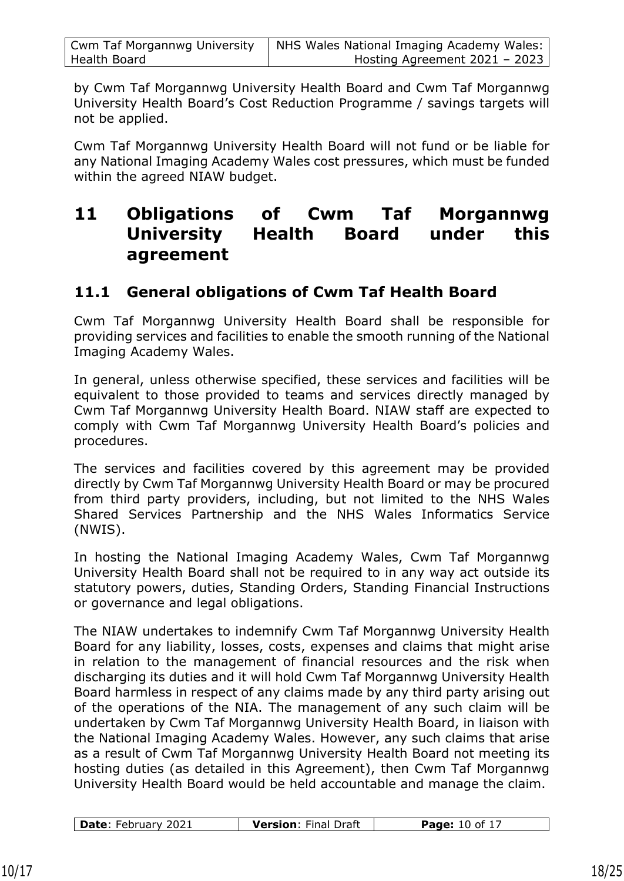by Cwm Taf Morgannwg University Health Board and Cwm Taf Morgannwg University Health Board's Cost Reduction Programme / savings targets will not be applied.

Cwm Taf Morgannwg University Health Board will not fund or be liable for any National Imaging Academy Wales cost pressures, which must be funded within the agreed NIAW budget.

# 11 Obligations of Cwm Taf Morgannwg University Health Board under this agreement

## 11.1 General obligations of Cwm Taf Health Board

Cwm Taf Morgannwg University Health Board shall be responsible for providing services and facilities to enable the smooth running of the National Imaging Academy Wales.

In general, unless otherwise specified, these services and facilities will be equivalent to those provided to teams and services directly managed by Cwm Taf Morgannwg University Health Board. NIAW staff are expected to comply with Cwm Taf Morgannwg University Health Board's policies and procedures.

The services and facilities covered by this agreement may be provided directly by Cwm Taf Morgannwg University Health Board or may be procured from third party providers, including, but not limited to the NHS Wales Shared Services Partnership and the NHS Wales Informatics Service (NWIS).

In hosting the National Imaging Academy Wales, Cwm Taf Morgannwg University Health Board shall not be required to in any way act outside its statutory powers, duties, Standing Orders, Standing Financial Instructions or governance and legal obligations.

The NIAW undertakes to indemnify Cwm Taf Morgannwg University Health Board for any liability, losses, costs, expenses and claims that might arise in relation to the management of financial resources and the risk when discharging its duties and it will hold Cwm Taf Morgannwg University Health Board harmless in respect of any claims made by any third party arising out of the operations of the NIA. The management of any such claim will be undertaken by Cwm Taf Morgannwg University Health Board, in liaison with the National Imaging Academy Wales. However, any such claims that arise as a result of Cwm Taf Morgannwg University Health Board not meeting its hosting duties (as detailed in this Agreement), then Cwm Taf Morgannwg University Health Board would be held accountable and manage the claim.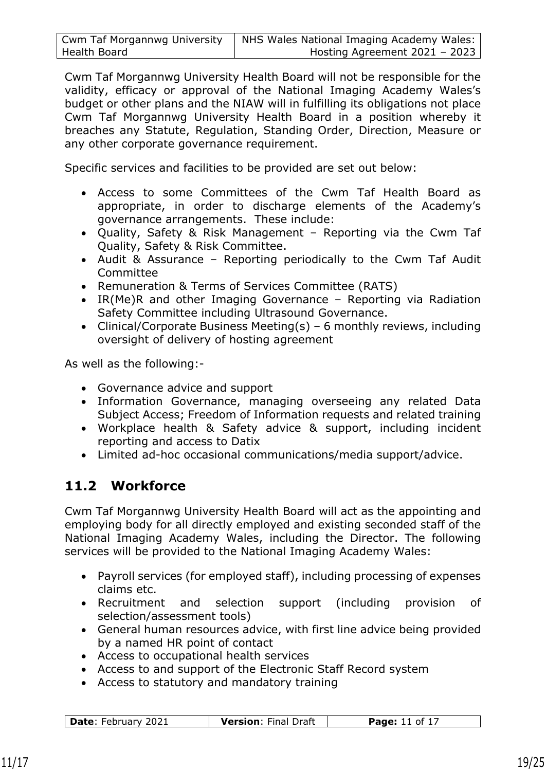Cwm Taf Morgannwg University Health Board will not be responsible for the validity, efficacy or approval of the National Imaging Academy Wales's budget or other plans and the NIAW will in fulfilling its obligations not place Cwm Taf Morgannwg University Health Board in a position whereby it breaches any Statute, Regulation, Standing Order, Direction, Measure or any other corporate governance requirement.

Specific services and facilities to be provided are set out below:

- Access to some Committees of the Cwm Taf Health Board as appropriate, in order to discharge elements of the Academy's governance arrangements. These include:
- Quality, Safety & Risk Management – Reporting via the Cwm Taf Quality, Safety & Risk Committee.
- Audit & Assurance – Reporting periodically to the Cwm Taf Audit Committee
- Remuneration & Terms of Services Committee (RATS)
- IR(Me)R and other Imaging Governance – Reporting via Radiation Safety Committee including Ultrasound Governance.
- Clinical/Corporate Business Meeting(s) – 6 monthly reviews, including oversight of delivery of hosting agreement

As well as the following:-

- Governance advice and support
- Information Governance, managing overseeing any related Data Subject Access; Freedom of Information requests and related training
- Workplace health & Safety advice & support, including incident reporting and access to Datix
- Limited ad-hoc occasional communications/media support/advice.

## 11.2 Workforce

Cwm Taf Morgannwg University Health Board will act as the appointing and employing body for all directly employed and existing seconded staff of the National Imaging Academy Wales, including the Director. The following services will be provided to the National Imaging Academy Wales:

- Payroll services (for employed staff), including processing of expenses claims etc.
- Recruitment and selection support (including provision of selection/assessment tools)
- General human resources advice, with first line advice being provided by a named HR point of contact
- Access to occupational health services
- Access to and support of the Electronic Staff Record system
- Access to statutory and mandatory training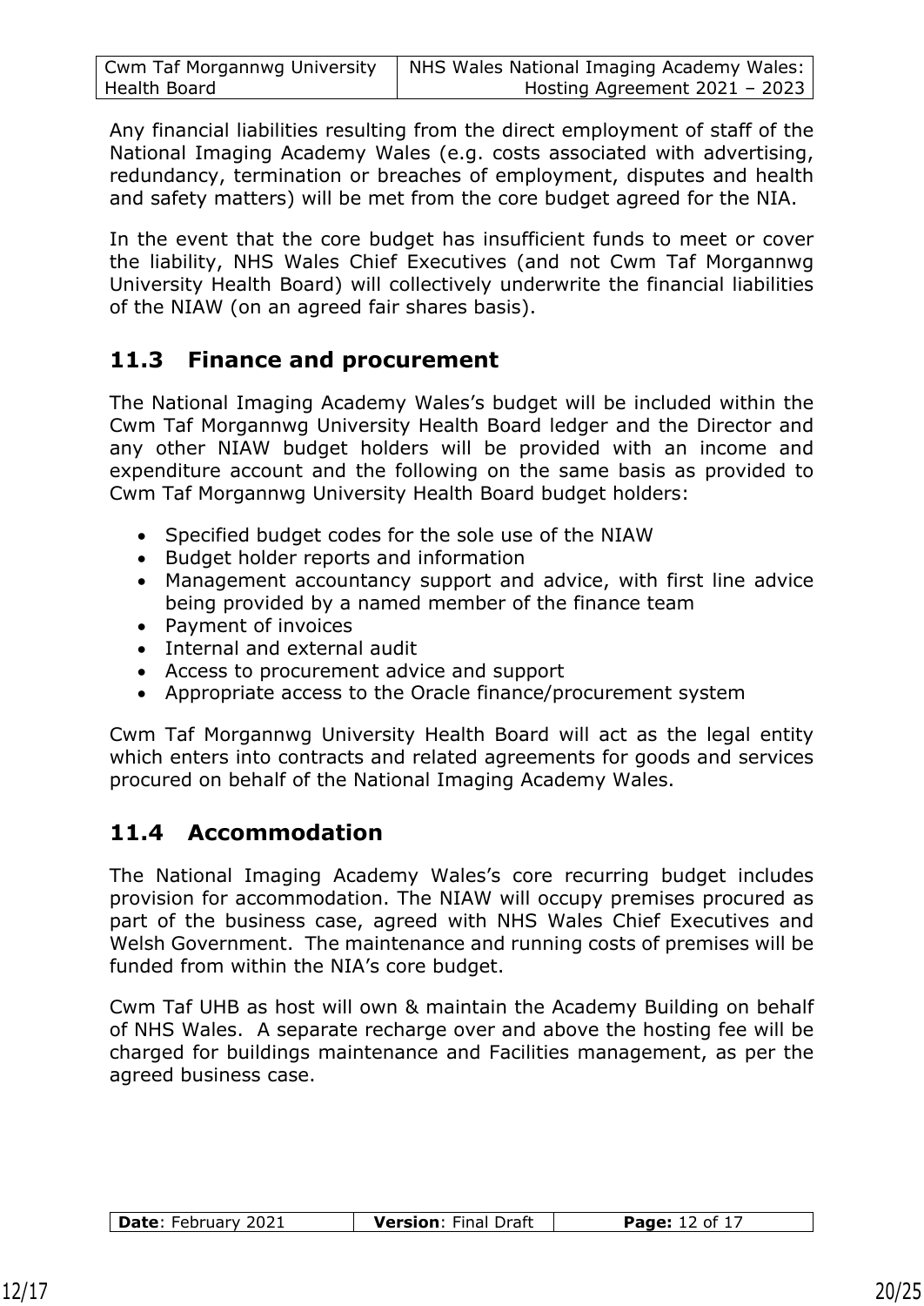Any financial liabilities resulting from the direct employment of staff of the National Imaging Academy Wales (e.g. costs associated with advertising, redundancy, termination or breaches of employment, disputes and health and safety matters) will be met from the core budget agreed for the NIA.

In the event that the core budget has insufficient funds to meet or cover the liability, NHS Wales Chief Executives (and not Cwm Taf Morgannwg University Health Board) will collectively underwrite the financial liabilities of the NIAW (on an agreed fair shares basis).

## 11.3 Finance and procurement

The National Imaging Academy Wales's budget will be included within the Cwm Taf Morgannwg University Health Board ledger and the Director and any other NIAW budget holders will be provided with an income and expenditure account and the following on the same basis as provided to Cwm Taf Morgannwg University Health Board budget holders:

- Specified budget codes for the sole use of the NIAW
- Budget holder reports and information
- Management accountancy support and advice, with first line advice being provided by a named member of the finance team
- Payment of invoices
- Internal and external audit
- Access to procurement advice and support
- Appropriate access to the Oracle finance/procurement system

Cwm Taf Morgannwg University Health Board will act as the legal entity which enters into contracts and related agreements for goods and services procured on behalf of the National Imaging Academy Wales.

## 11.4 Accommodation

The National Imaging Academy Wales's core recurring budget includes provision for accommodation. The NIAW will occupy premises procured as part of the business case, agreed with NHS Wales Chief Executives and Welsh Government. The maintenance and running costs of premises will be funded from within the NIA's core budget.

Cwm Taf UHB as host will own & maintain the Academy Building on behalf of NHS Wales. A separate recharge over and above the hosting fee will be charged for buildings maintenance and Facilities management, as per the agreed business case.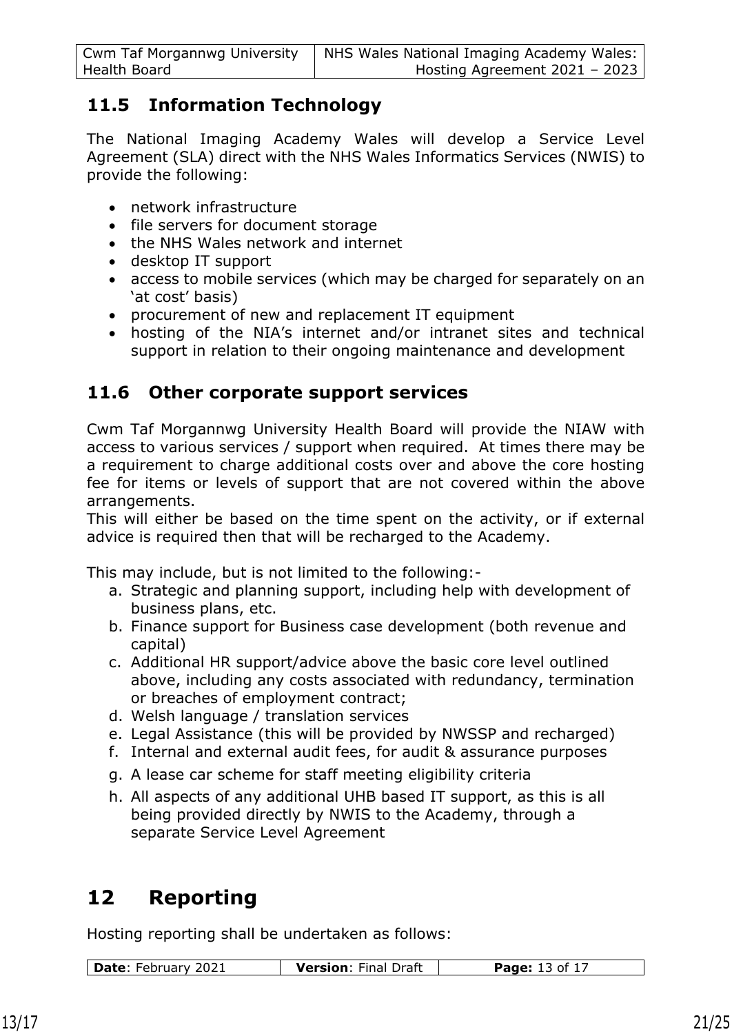## 11.5 Information Technology

The National Imaging Academy Wales will develop a Service Level Agreement (SLA) direct with the NHS Wales Informatics Services (NWIS) to provide the following:

- network infrastructure
- file servers for document storage
- the NHS Wales network and internet
- desktop IT support
- access to mobile services (which may be charged for separately on an 'at cost' basis)
- procurement of new and replacement IT equipment
- hosting of the NIA's internet and/or intranet sites and technical support in relation to their ongoing maintenance and development

## 11.6 Other corporate support services

Cwm Taf Morgannwg University Health Board will provide the NIAW with access to various services / support when required. At times there may be a requirement to charge additional costs over and above the core hosting fee for items or levels of support that are not covered within the above arrangements.
This will either be based on the time spent on the activity, or if external advice is required then that will be recharged to the Academy.

This may include, but is not limited to the following:-

a. Strategic and planning support, including help with development of business plans, etc.
b. Finance support for Business case development (both revenue and capital)
c. Additional HR support/advice above the basic core level outlined above, including any costs associated with redundancy, termination or breaches of employment contract;
d. Welsh language / translation services
e. Legal Assistance (this will be provided by NWSSP and recharged)
f. Internal and external audit fees, for audit & assurance purposes
g. A lease car scheme for staff meeting eligibility criteria
h. All aspects of any additional UHB based IT support, as this is all being provided directly by NWIS to the Academy, through a separate Service Level Agreement

# 12 Reporting

Hosting reporting shall be undertaken as follows: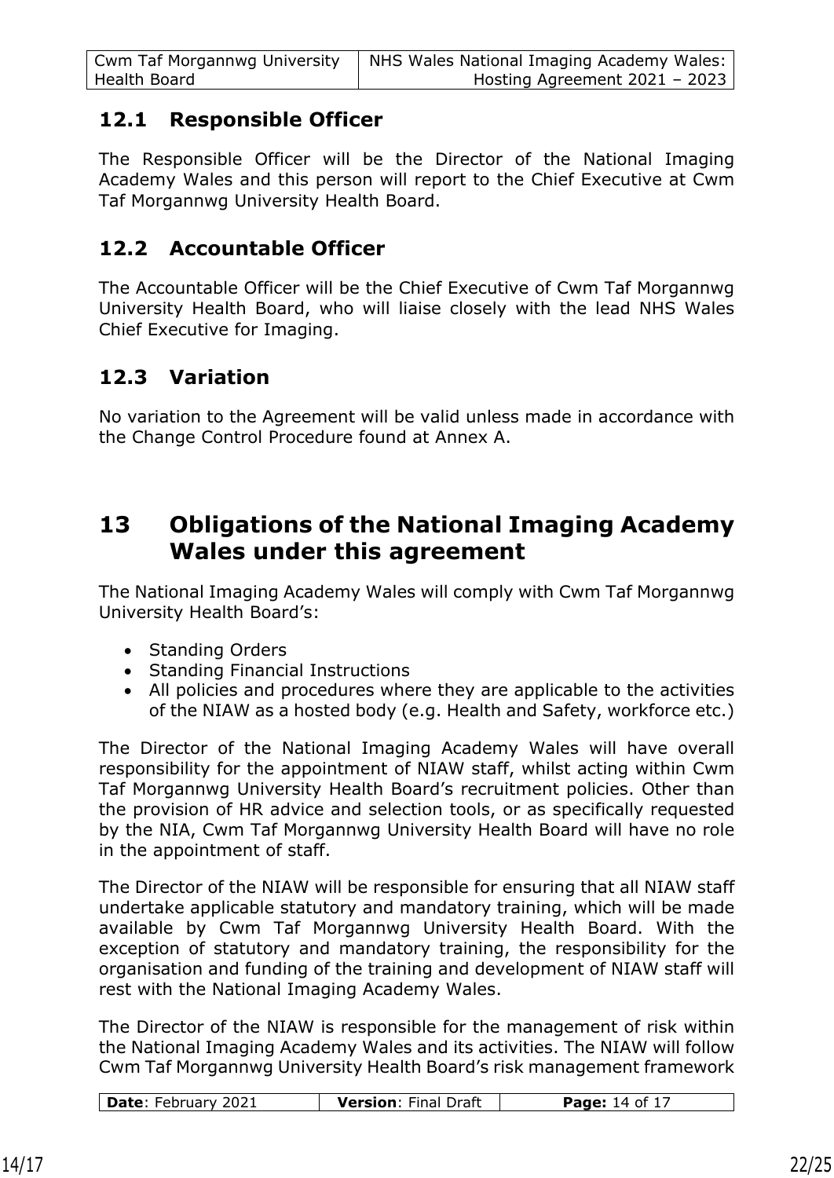## 12.1 Responsible Officer

The Responsible Officer will be the Director of the National Imaging Academy Wales and this person will report to the Chief Executive at Cwm Taf Morgannwg University Health Board.

## 12.2 Accountable Officer

The Accountable Officer will be the Chief Executive of Cwm Taf Morgannwg University Health Board, who will liaise closely with the lead NHS Wales Chief Executive for Imaging.

## 12.3 Variation

No variation to the Agreement will be valid unless made in accordance with the Change Control Procedure found at Annex A.

# 13 Obligations of the National Imaging Academy Wales under this agreement

The National Imaging Academy Wales will comply with Cwm Taf Morgannwg University Health Board's:

- Standing Orders
- Standing Financial Instructions
- All policies and procedures where they are applicable to the activities of the NIAW as a hosted body (e.g. Health and Safety, workforce etc.)

The Director of the National Imaging Academy Wales will have overall responsibility for the appointment of NIAW staff, whilst acting within Cwm Taf Morgannwg University Health Board's recruitment policies. Other than the provision of HR advice and selection tools, or as specifically requested by the NIA, Cwm Taf Morgannwg University Health Board will have no role in the appointment of staff.

The Director of the NIAW will be responsible for ensuring that all NIAW staff undertake applicable statutory and mandatory training, which will be made available by Cwm Taf Morgannwg University Health Board. With the exception of statutory and mandatory training, the responsibility for the organisation and funding of the training and development of NIAW staff will rest with the National Imaging Academy Wales.

The Director of the NIAW is responsible for the management of risk within the National Imaging Academy Wales and its activities. The NIAW will follow Cwm Taf Morgannwg University Health Board's risk management framework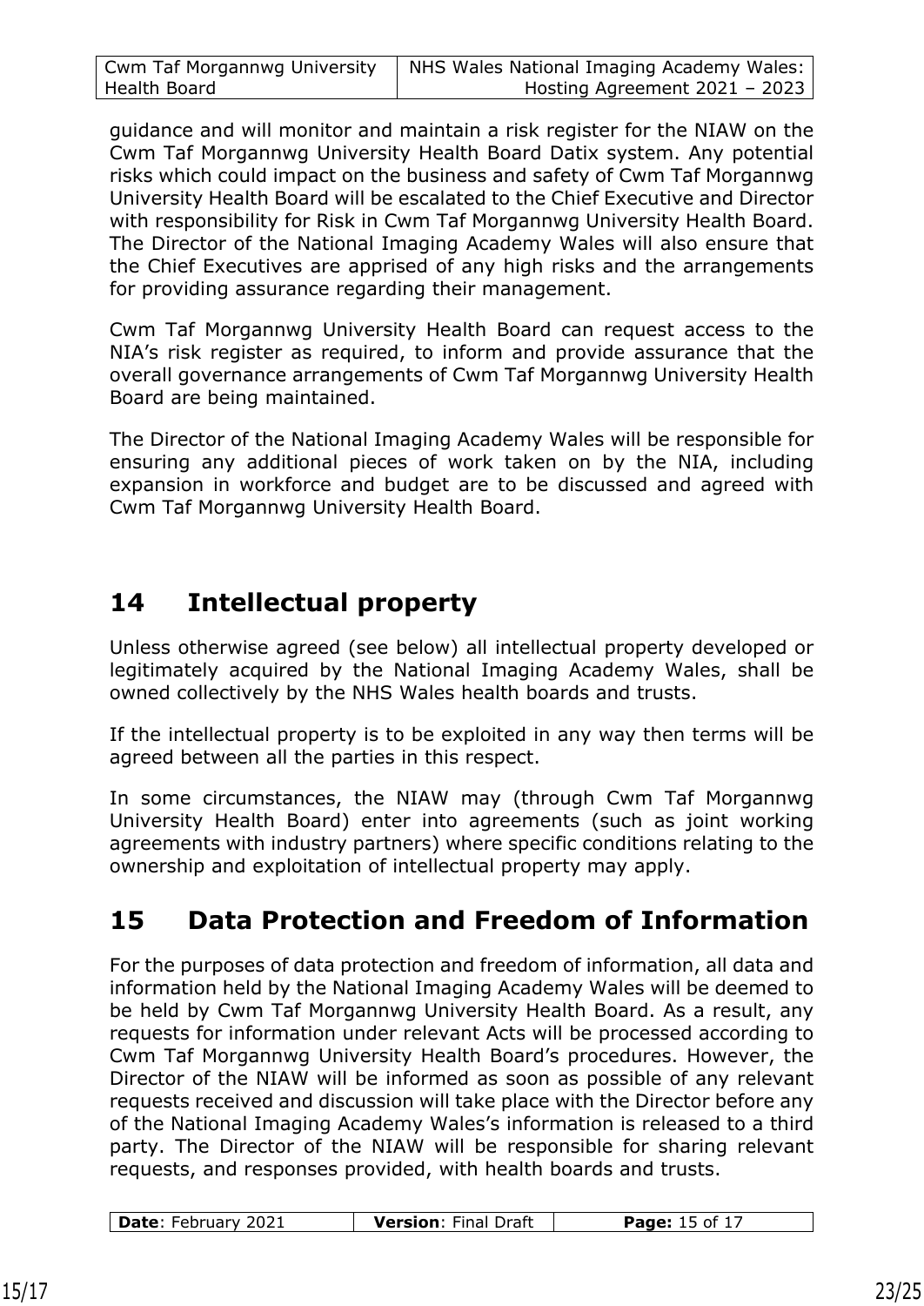guidance and will monitor and maintain a risk register for the NIAW on the Cwm Taf Morgannwg University Health Board Datix system. Any potential risks which could impact on the business and safety of Cwm Taf Morgannwg University Health Board will be escalated to the Chief Executive and Director with responsibility for Risk in Cwm Taf Morgannwg University Health Board. The Director of the National Imaging Academy Wales will also ensure that the Chief Executives are apprised of any high risks and the arrangements for providing assurance regarding their management.

Cwm Taf Morgannwg University Health Board can request access to the NIA's risk register as required, to inform and provide assurance that the overall governance arrangements of Cwm Taf Morgannwg University Health Board are being maintained.

The Director of the National Imaging Academy Wales will be responsible for ensuring any additional pieces of work taken on by the NIA, including expansion in workforce and budget are to be discussed and agreed with Cwm Taf Morgannwg University Health Board.

# 14 Intellectual property

Unless otherwise agreed (see below) all intellectual property developed or legitimately acquired by the National Imaging Academy Wales, shall be owned collectively by the NHS Wales health boards and trusts.

If the intellectual property is to be exploited in any way then terms will be agreed between all the parties in this respect.

In some circumstances, the NIAW may (through Cwm Taf Morgannwg University Health Board) enter into agreements (such as joint working agreements with industry partners) where specific conditions relating to the ownership and exploitation of intellectual property may apply.

# 15 Data Protection and Freedom of Information

For the purposes of data protection and freedom of information, all data and information held by the National Imaging Academy Wales will be deemed to be held by Cwm Taf Morgannwg University Health Board. As a result, any requests for information under relevant Acts will be processed according to Cwm Taf Morgannwg University Health Board's procedures. However, the Director of the NIAW will be informed as soon as possible of any relevant requests received and discussion will take place with the Director before any of the National Imaging Academy Wales's information is released to a third party. The Director of the NIAW will be responsible for sharing relevant requests, and responses provided, with health boards and trusts.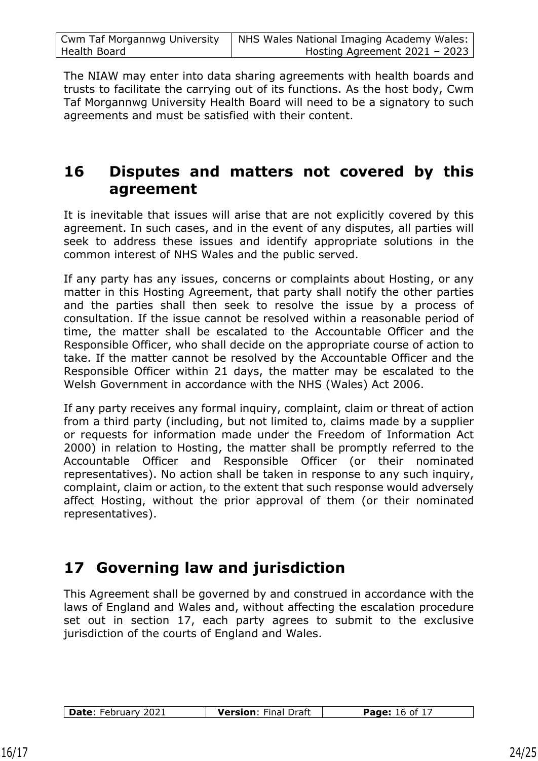The NIAW may enter into data sharing agreements with health boards and trusts to facilitate the carrying out of its functions. As the host body, Cwm Taf Morgannwg University Health Board will need to be a signatory to such agreements and must be satisfied with their content.

# 16 Disputes and matters not covered by this agreement

It is inevitable that issues will arise that are not explicitly covered by this agreement. In such cases, and in the event of any disputes, all parties will seek to address these issues and identify appropriate solutions in the common interest of NHS Wales and the public served.

If any party has any issues, concerns or complaints about Hosting, or any matter in this Hosting Agreement, that party shall notify the other parties and the parties shall then seek to resolve the issue by a process of consultation. If the issue cannot be resolved within a reasonable period of time, the matter shall be escalated to the Accountable Officer and the Responsible Officer, who shall decide on the appropriate course of action to take. If the matter cannot be resolved by the Accountable Officer and the Responsible Officer within 21 days, the matter may be escalated to the Welsh Government in accordance with the NHS (Wales) Act 2006.

If any party receives any formal inquiry, complaint, claim or threat of action from a third party (including, but not limited to, claims made by a supplier or requests for information made under the Freedom of Information Act 2000) in relation to Hosting, the matter shall be promptly referred to the Accountable Officer and Responsible Officer (or their nominated representatives). No action shall be taken in response to any such inquiry, complaint, claim or action, to the extent that such response would adversely affect Hosting, without the prior approval of them (or their nominated representatives).

# 17 Governing law and jurisdiction

This Agreement shall be governed by and construed in accordance with the laws of England and Wales and, without affecting the escalation procedure set out in section 17, each party agrees to submit to the exclusive jurisdiction of the courts of England and Wales.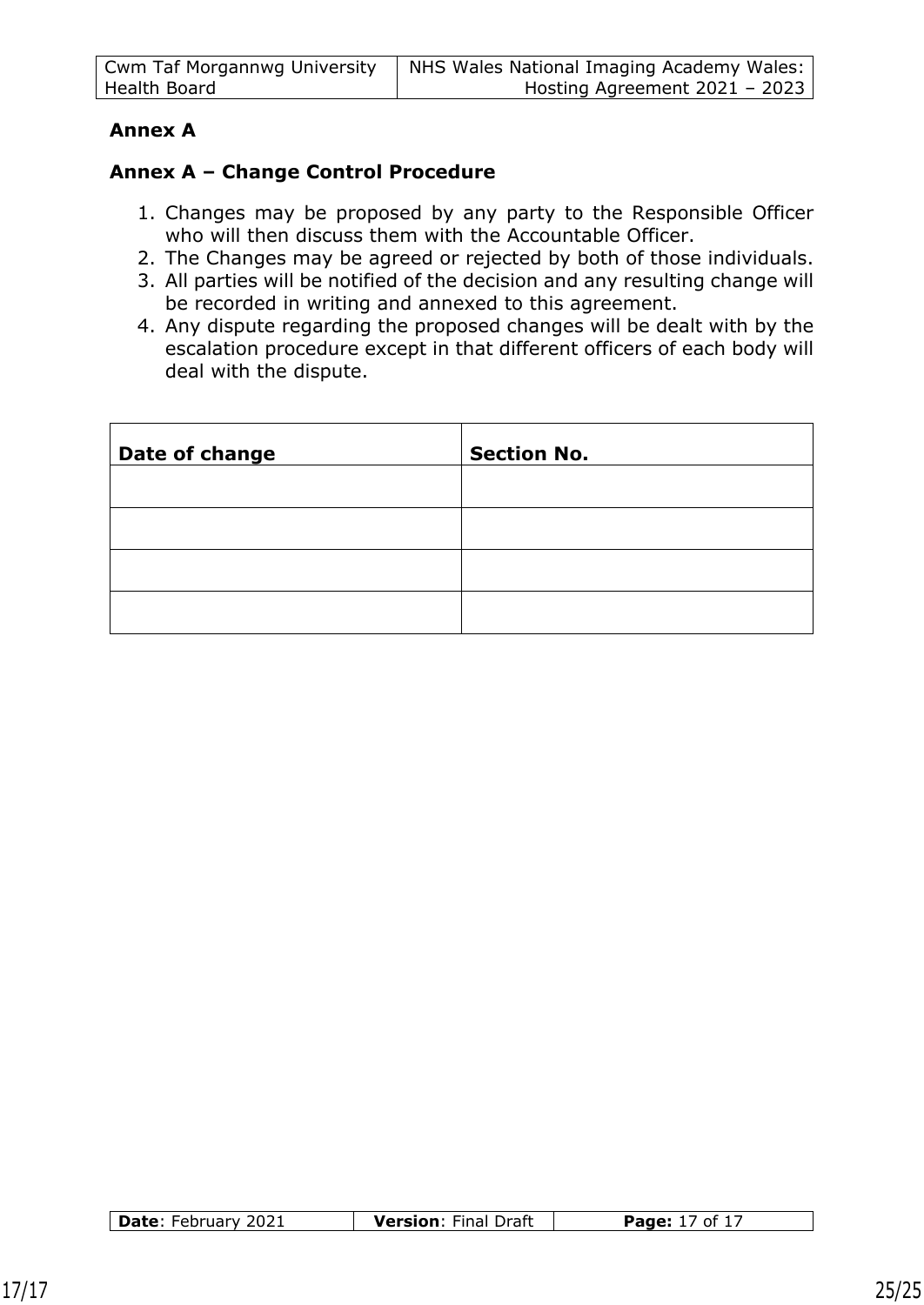**Annex A**

**Annex A – Change Control Procedure**

1. Changes may be proposed by any party to the Responsible Officer who will then discuss them with the Accountable Officer.
2. The Changes may be agreed or rejected by both of those individuals.
3. All parties will be notified of the decision and any resulting change will be recorded in writing and annexed to this agreement.
4. Any dispute regarding the proposed changes will be dealt with by the escalation procedure except in that different officers of each body will deal with the dispute.

| Date of change | Section No. |
| --- | --- |
| | |
| | |
| | |
| | |